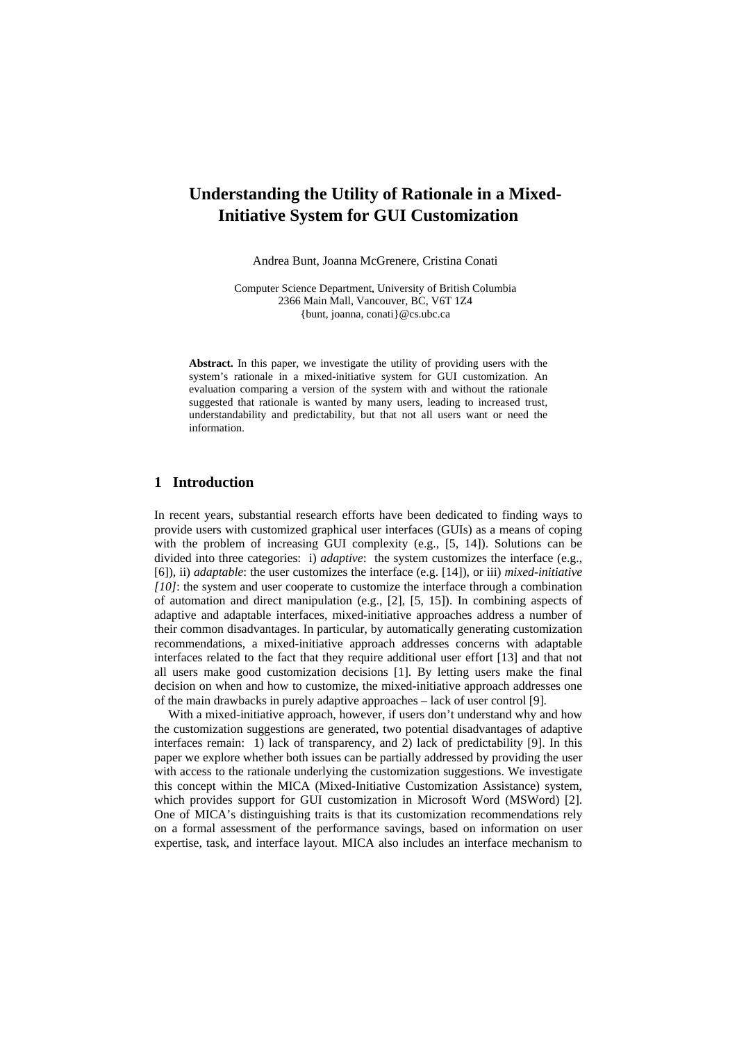# Understanding the Utility of Rationale in a Mixed-Initiative System for GUI Customization

Andrea Bunt, Joanna McGrenere, Cristina Conati

Computer Science Department, University of British Columbia
2366 Main Mall, Vancouver, BC, V6T 1Z4
{bunt, joanna, conati}@cs.ubc.ca

**Abstract.** In this paper, we investigate the utility of providing users with the system's rationale in a mixed-initiative system for GUI customization. An evaluation comparing a version of the system with and without the rationale suggested that rationale is wanted by many users, leading to increased trust, understandability and predictability, but that not all users want or need the information.

## 1 Introduction

In recent years, substantial research efforts have been dedicated to finding ways to provide users with customized graphical user interfaces (GUIs) as a means of coping with the problem of increasing GUI complexity (e.g., [5, 14]). Solutions can be divided into three categories: i) *adaptive*: the system customizes the interface (e.g., [6]), ii) *adaptable*: the user customizes the interface (e.g. [14]), or iii) *mixed-initiative [10]*: the system and user cooperate to customize the interface through a combination of automation and direct manipulation (e.g., [2], [5, 15]). In combining aspects of adaptive and adaptable interfaces, mixed-initiative approaches address a number of their common disadvantages. In particular, by automatically generating customization recommendations, a mixed-initiative approach addresses concerns with adaptable interfaces related to the fact that they require additional user effort [13] and that not all users make good customization decisions [1]. By letting users make the final decision on when and how to customize, the mixed-initiative approach addresses one of the main drawbacks in purely adaptive approaches – lack of user control [9].

With a mixed-initiative approach, however, if users don't understand why and how the customization suggestions are generated, two potential disadvantages of adaptive interfaces remain: 1) lack of transparency, and 2) lack of predictability [9]. In this paper we explore whether both issues can be partially addressed by providing the user with access to the rationale underlying the customization suggestions. We investigate this concept within the MICA (Mixed-Initiative Customization Assistance) system, which provides support for GUI customization in Microsoft Word (MSWord) [2]. One of MICA's distinguishing traits is that its customization recommendations rely on a formal assessment of the performance savings, based on information on user expertise, task, and interface layout. MICA also includes an interface mechanism to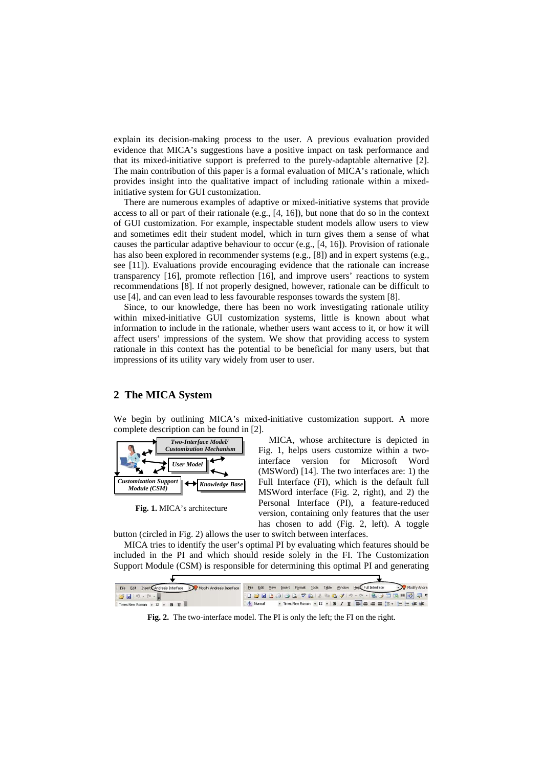explain its decision-making process to the user. A previous evaluation provided evidence that MICA's suggestions have a positive impact on task performance and that its mixed-initiative support is preferred to the purely-adaptable alternative [2]. The main contribution of this paper is a formal evaluation of MICA's rationale, which provides insight into the qualitative impact of including rationale within a mixed-initiative system for GUI customization.

There are numerous examples of adaptive or mixed-initiative systems that provide access to all or part of their rationale (e.g., [4, 16]), but none that do so in the context of GUI customization. For example, inspectable student models allow users to view and sometimes edit their student model, which in turn gives them a sense of what causes the particular adaptive behaviour to occur (e.g., [4, 16]). Provision of rationale has also been explored in recommender systems (e.g., [8]) and in expert systems (e.g., see [11]). Evaluations provide encouraging evidence that the rationale can increase transparency [16], promote reflection [16], and improve users' reactions to system recommendations [8]. If not properly designed, however, rationale can be difficult to use [4], and can even lead to less favourable responses towards the system [8].

Since, to our knowledge, there has been no work investigating rationale utility within mixed-initiative GUI customization systems, little is known about what information to include in the rationale, whether users want access to it, or how it will affect users' impressions of the system. We show that providing access to system rationale in this context has the potential to be beneficial for many users, but that impressions of its utility vary widely from user to user.

## 2 The MICA System

We begin by outlining MICA's mixed-initiative customization support. A more complete description can be found in [2].

**Fig. 1.** MICA's architecture

MICA, whose architecture is depicted in Fig. 1, helps users customize within a two-interface version for Microsoft Word (MSWord) [14]. The two interfaces are: 1) the Full Interface (FI), which is the default full MSWord interface (Fig. 2, right), and 2) the Personal Interface (PI), a feature-reduced version, containing only features that the user has chosen to add (Fig. 2, left). A toggle button (circled in Fig. 2) allows the user to switch between interfaces.

MICA tries to identify the user's optimal PI by evaluating which features should be included in the PI and which should reside solely in the FI. The Customization Support Module (CSM) is responsible for determining this optimal PI and generating

**Fig. 2.** The two-interface model. The PI is only the left; the FI on the right.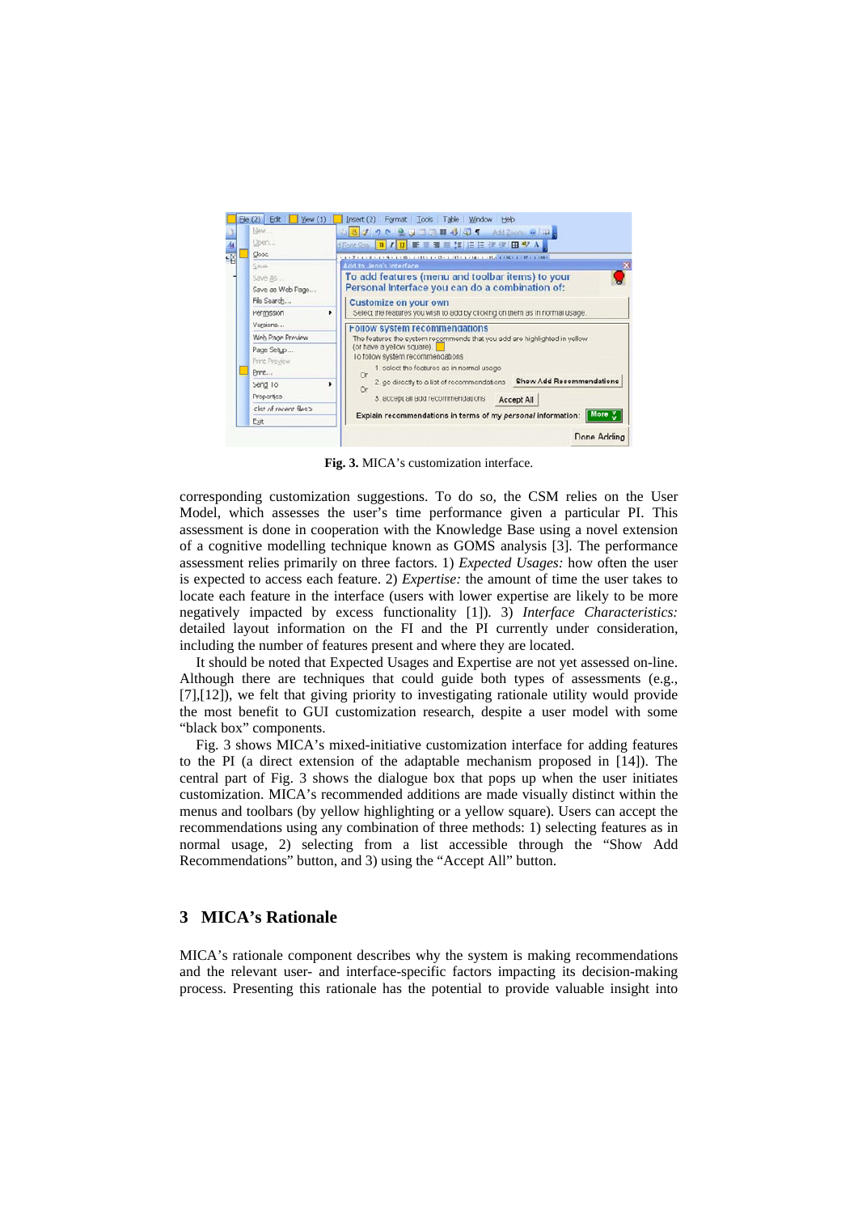**Fig. 3.** MICA's customization interface.

corresponding customization suggestions. To do so, the CSM relies on the User Model, which assesses the user's time performance given a particular PI. This assessment is done in cooperation with the Knowledge Base using a novel extension of a cognitive modelling technique known as GOMS analysis [3]. The performance assessment relies primarily on three factors. 1) *Expected Usages:* how often the user is expected to access each feature. 2) *Expertise:* the amount of time the user takes to locate each feature in the interface (users with lower expertise are likely to be more negatively impacted by excess functionality [1]). 3) *Interface Characteristics:* detailed layout information on the FI and the PI currently under consideration, including the number of features present and where they are located.

It should be noted that Expected Usages and Expertise are not yet assessed on-line. Although there are techniques that could guide both types of assessments (e.g., [7],[12]), we felt that giving priority to investigating rationale utility would provide the most benefit to GUI customization research, despite a user model with some "black box" components.

Fig. 3 shows MICA's mixed-initiative customization interface for adding features to the PI (a direct extension of the adaptable mechanism proposed in [14]). The central part of Fig. 3 shows the dialogue box that pops up when the user initiates customization. MICA's recommended additions are made visually distinct within the menus and toolbars (by yellow highlighting or a yellow square). Users can accept the recommendations using any combination of three methods: 1) selecting features as in normal usage, 2) selecting from a list accessible through the "Show Add Recommendations" button, and 3) using the "Accept All" button.

## 3 MICA's Rationale

MICA's rationale component describes why the system is making recommendations and the relevant user- and interface-specific factors impacting its decision-making process. Presenting this rationale has the potential to provide valuable insight into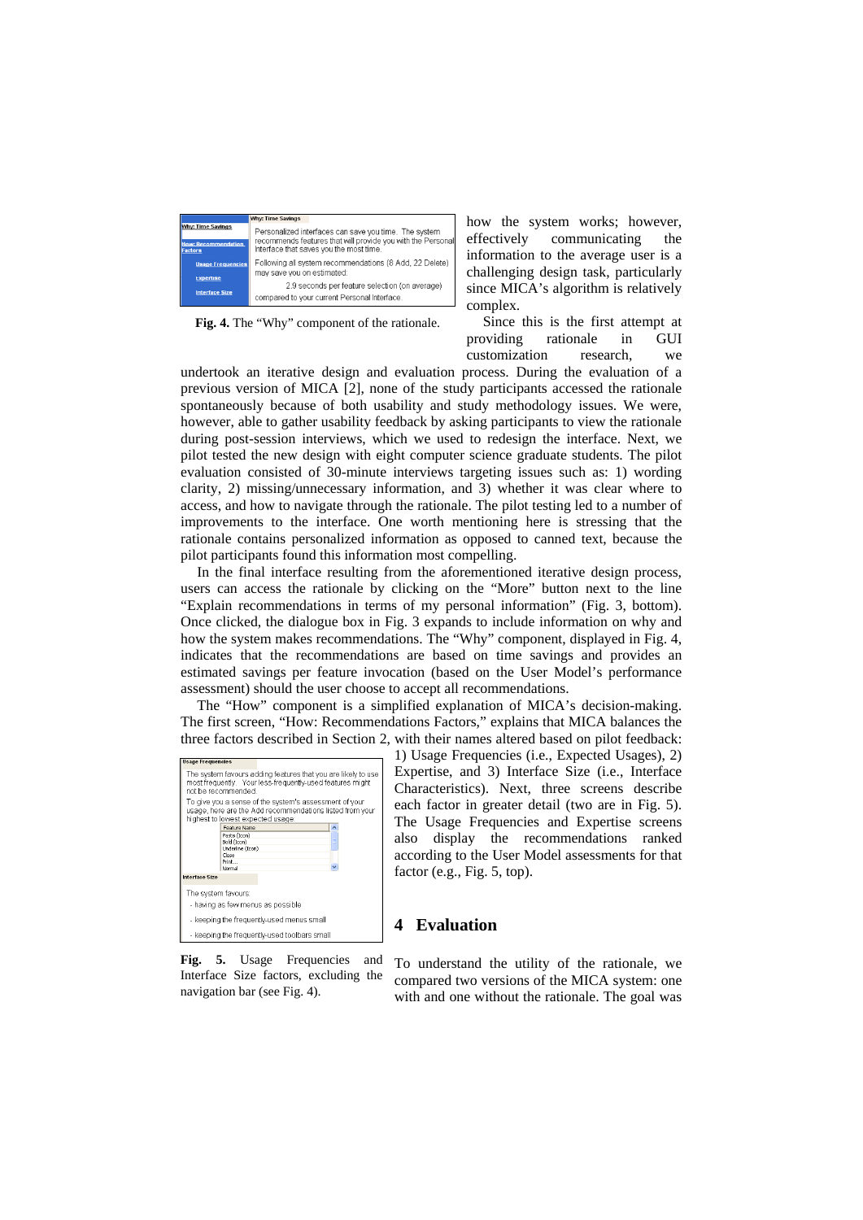Fig. 4. The "Why" component of the rationale.

how the system works; however, effectively communicating the information to the average user is a challenging design task, particularly since MICA's algorithm is relatively complex.

Since this is the first attempt at providing rationale in GUI customization research, we undertook an iterative design and evaluation process. During the evaluation of a previous version of MICA [2], none of the study participants accessed the rationale spontaneously because of both usability and study methodology issues. We were, however, able to gather usability feedback by asking participants to view the rationale during post-session interviews, which we used to redesign the interface. Next, we pilot tested the new design with eight computer science graduate students. The pilot evaluation consisted of 30-minute interviews targeting issues such as: 1) wording clarity, 2) missing/unnecessary information, and 3) whether it was clear where to access, and how to navigate through the rationale. The pilot testing led to a number of improvements to the interface. One worth mentioning here is stressing that the rationale contains personalized information as opposed to canned text, because the pilot participants found this information most compelling.

In the final interface resulting from the aforementioned iterative design process, users can access the rationale by clicking on the "More" button next to the line "Explain recommendations in terms of my personal information" (Fig. 3, bottom). Once clicked, the dialogue box in Fig. 3 expands to include information on why and how the system makes recommendations. The "Why" component, displayed in Fig. 4, indicates that the recommendations are based on time savings and provides an estimated savings per feature invocation (based on the User Model's performance assessment) should the user choose to accept all recommendations.

The "How" component is a simplified explanation of MICA's decision-making. The first screen, "How: Recommendations Factors," explains that MICA balances the three factors described in Section 2, with their names altered based on pilot feedback: 1) Usage Frequencies (i.e., Expected Usages), 2) Expertise, and 3) Interface Size (i.e., Interface Characteristics). Next, three screens describe each factor in greater detail (two are in Fig. 5). The Usage Frequencies and Expertise screens also display the recommendations ranked according to the User Model assessments for that factor (e.g., Fig. 5, top).

Fig. 5. Usage Frequencies and Interface Size factors, excluding the navigation bar (see Fig. 4).

## 4 Evaluation

To understand the utility of the rationale, we compared two versions of the MICA system: one with and one without the rationale. The goal was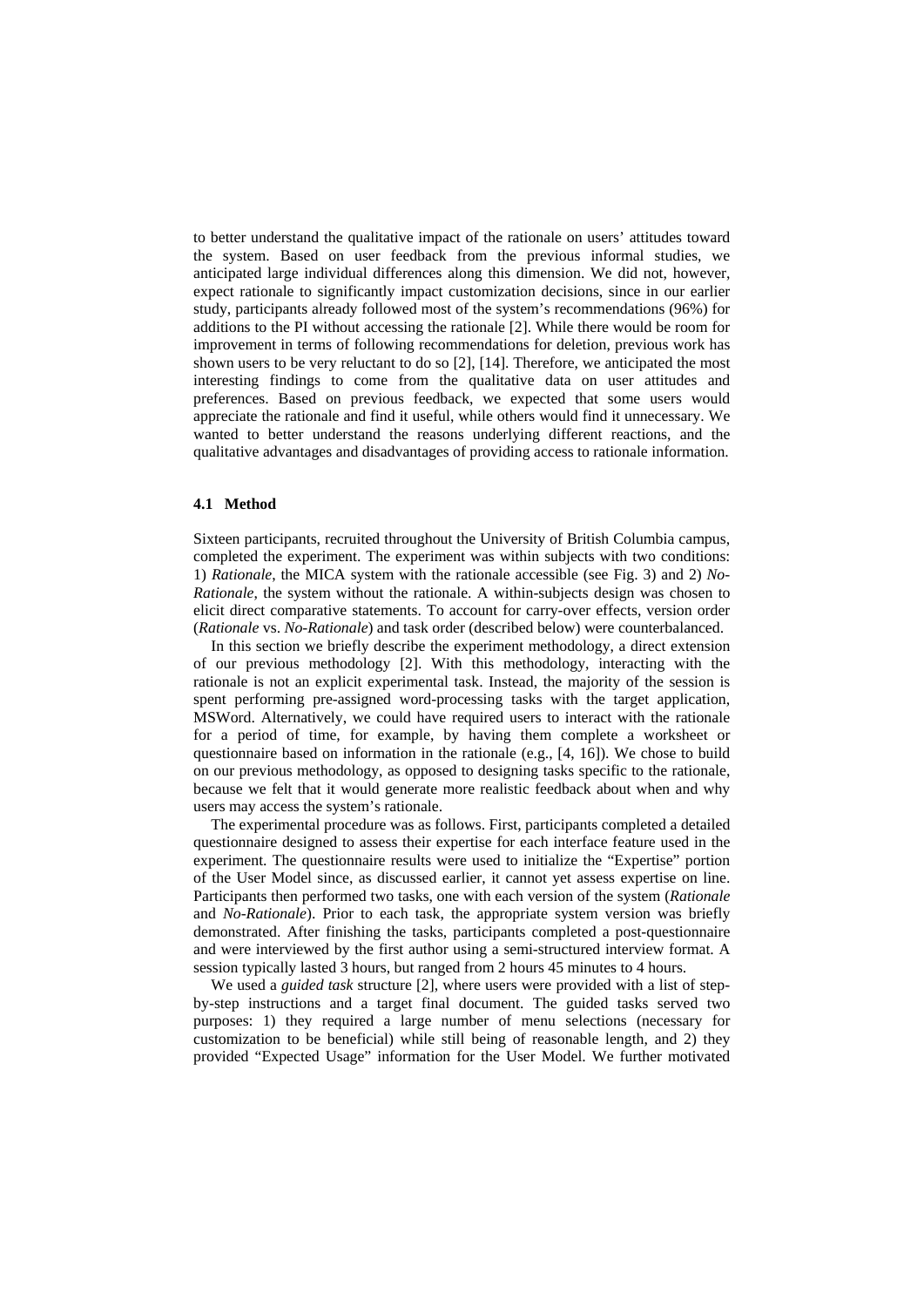to better understand the qualitative impact of the rationale on users' attitudes toward the system. Based on user feedback from the previous informal studies, we anticipated large individual differences along this dimension. We did not, however, expect rationale to significantly impact customization decisions, since in our earlier study, participants already followed most of the system's recommendations (96%) for additions to the PI without accessing the rationale [2]. While there would be room for improvement in terms of following recommendations for deletion, previous work has shown users to be very reluctant to do so [2], [14]. Therefore, we anticipated the most interesting findings to come from the qualitative data on user attitudes and preferences. Based on previous feedback, we expected that some users would appreciate the rationale and find it useful, while others would find it unnecessary. We wanted to better understand the reasons underlying different reactions, and the qualitative advantages and disadvantages of providing access to rationale information.

### 4.1 Method

Sixteen participants, recruited throughout the University of British Columbia campus, completed the experiment. The experiment was within subjects with two conditions: 1) *Rationale*, the MICA system with the rationale accessible (see Fig. 3) and 2) *No-Rationale*, the system without the rationale. A within-subjects design was chosen to elicit direct comparative statements. To account for carry-over effects, version order (*Rationale* vs. *No-Rationale*) and task order (described below) were counterbalanced.

In this section we briefly describe the experiment methodology, a direct extension of our previous methodology [2]. With this methodology, interacting with the rationale is not an explicit experimental task. Instead, the majority of the session is spent performing pre-assigned word-processing tasks with the target application, MSWord. Alternatively, we could have required users to interact with the rationale for a period of time, for example, by having them complete a worksheet or questionnaire based on information in the rationale (e.g., [4, 16]). We chose to build on our previous methodology, as opposed to designing tasks specific to the rationale, because we felt that it would generate more realistic feedback about when and why users may access the system's rationale.

The experimental procedure was as follows. First, participants completed a detailed questionnaire designed to assess their expertise for each interface feature used in the experiment. The questionnaire results were used to initialize the "Expertise" portion of the User Model since, as discussed earlier, it cannot yet assess expertise on line. Participants then performed two tasks, one with each version of the system (*Rationale* and *No-Rationale*). Prior to each task, the appropriate system version was briefly demonstrated. After finishing the tasks, participants completed a post-questionnaire and were interviewed by the first author using a semi-structured interview format. A session typically lasted 3 hours, but ranged from 2 hours 45 minutes to 4 hours.

We used a *guided task* structure [2], where users were provided with a list of step-by-step instructions and a target final document. The guided tasks served two purposes: 1) they required a large number of menu selections (necessary for customization to be beneficial) while still being of reasonable length, and 2) they provided "Expected Usage" information for the User Model. We further motivated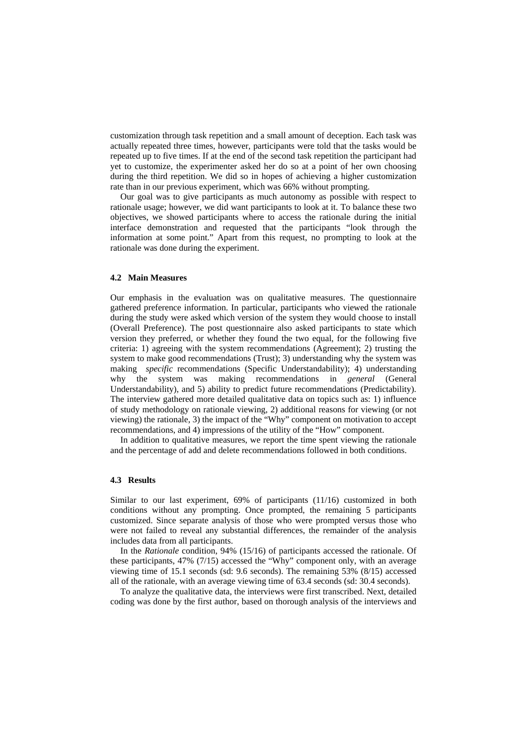customization through task repetition and a small amount of deception. Each task was actually repeated three times, however, participants were told that the tasks would be repeated up to five times. If at the end of the second task repetition the participant had yet to customize, the experimenter asked her do so at a point of her own choosing during the third repetition. We did so in hopes of achieving a higher customization rate than in our previous experiment, which was 66% without prompting.

Our goal was to give participants as much autonomy as possible with respect to rationale usage; however, we did want participants to look at it. To balance these two objectives, we showed participants where to access the rationale during the initial interface demonstration and requested that the participants "look through the information at some point." Apart from this request, no prompting to look at the rationale was done during the experiment.

### 4.2 Main Measures

Our emphasis in the evaluation was on qualitative measures. The questionnaire gathered preference information. In particular, participants who viewed the rationale during the study were asked which version of the system they would choose to install (Overall Preference). The post questionnaire also asked participants to state which version they preferred, or whether they found the two equal, for the following five criteria: 1) agreeing with the system recommendations (Agreement); 2) trusting the system to make good recommendations (Trust); 3) understanding why the system was making *specific* recommendations (Specific Understandability); 4) understanding why the system was making recommendations in *general* (General Understandability), and 5) ability to predict future recommendations (Predictability). The interview gathered more detailed qualitative data on topics such as: 1) influence of study methodology on rationale viewing, 2) additional reasons for viewing (or not viewing) the rationale, 3) the impact of the "Why" component on motivation to accept recommendations, and 4) impressions of the utility of the "How" component.

In addition to qualitative measures, we report the time spent viewing the rationale and the percentage of add and delete recommendations followed in both conditions.

### 4.3 Results

Similar to our last experiment, 69% of participants (11/16) customized in both conditions without any prompting. Once prompted, the remaining 5 participants customized. Since separate analysis of those who were prompted versus those who were not failed to reveal any substantial differences, the remainder of the analysis includes data from all participants.

In the *Rationale* condition, 94% (15/16) of participants accessed the rationale. Of these participants, 47% (7/15) accessed the "Why" component only, with an average viewing time of 15.1 seconds (sd: 9.6 seconds). The remaining 53% (8/15) accessed all of the rationale, with an average viewing time of 63.4 seconds (sd: 30.4 seconds).

To analyze the qualitative data, the interviews were first transcribed. Next, detailed coding was done by the first author, based on thorough analysis of the interviews and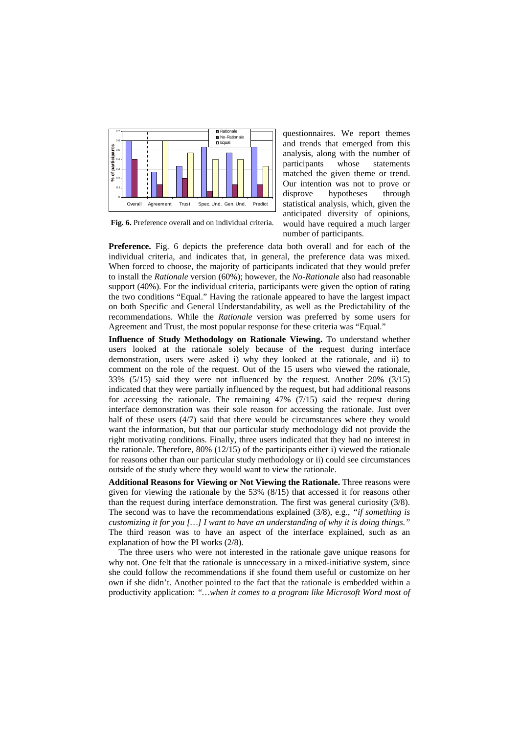questionnaires. We report themes and trends that emerged from this analysis, along with the number of participants whose statements matched the given theme or trend. Our intention was not to prove or disprove hypotheses through statistical analysis, which, given the anticipated diversity of opinions, would have required a much larger number of participants.

**Fig. 6.** Preference overall and on individual criteria.

**Preference.** Fig. 6 depicts the preference data both overall and for each of the individual criteria, and indicates that, in general, the preference data was mixed. When forced to choose, the majority of participants indicated that they would prefer to install the *Rationale* version (60%); however, the *No-Rationale* also had reasonable support (40%). For the individual criteria, participants were given the option of rating the two conditions "Equal." Having the rationale appeared to have the largest impact on both Specific and General Understandability, as well as the Predictability of the recommendations. While the *Rationale* version was preferred by some users for Agreement and Trust, the most popular response for these criteria was "Equal."

**Influence of Study Methodology on Rationale Viewing.** To understand whether users looked at the rationale solely because of the request during interface demonstration, users were asked i) why they looked at the rationale, and ii) to comment on the role of the request. Out of the 15 users who viewed the rationale, 33% (5/15) said they were not influenced by the request. Another 20% (3/15) indicated that they were partially influenced by the request, but had additional reasons for accessing the rationale. The remaining 47% (7/15) said the request during interface demonstration was their sole reason for accessing the rationale. Just over half of these users (4/7) said that there would be circumstances where they would want the information, but that our particular study methodology did not provide the right motivating conditions. Finally, three users indicated that they had no interest in the rationale. Therefore, 80% (12/15) of the participants either i) viewed the rationale for reasons other than our particular study methodology or ii) could see circumstances outside of the study where they would want to view the rationale.

**Additional Reasons for Viewing or Not Viewing the Rationale.** Three reasons were given for viewing the rationale by the 53% (8/15) that accessed it for reasons other than the request during interface demonstration. The first was general curiosity (3/8). The second was to have the recommendations explained (3/8), e.g., *"if something is customizing it for you […] I want to have an understanding of why it is doing things."* The third reason was to have an aspect of the interface explained, such as an explanation of how the PI works (2/8).

The three users who were not interested in the rationale gave unique reasons for why not. One felt that the rationale is unnecessary in a mixed-initiative system, since she could follow the recommendations if she found them useful or customize on her own if she didn't. Another pointed to the fact that the rationale is embedded within a productivity application: *"…when it comes to a program like Microsoft Word most of*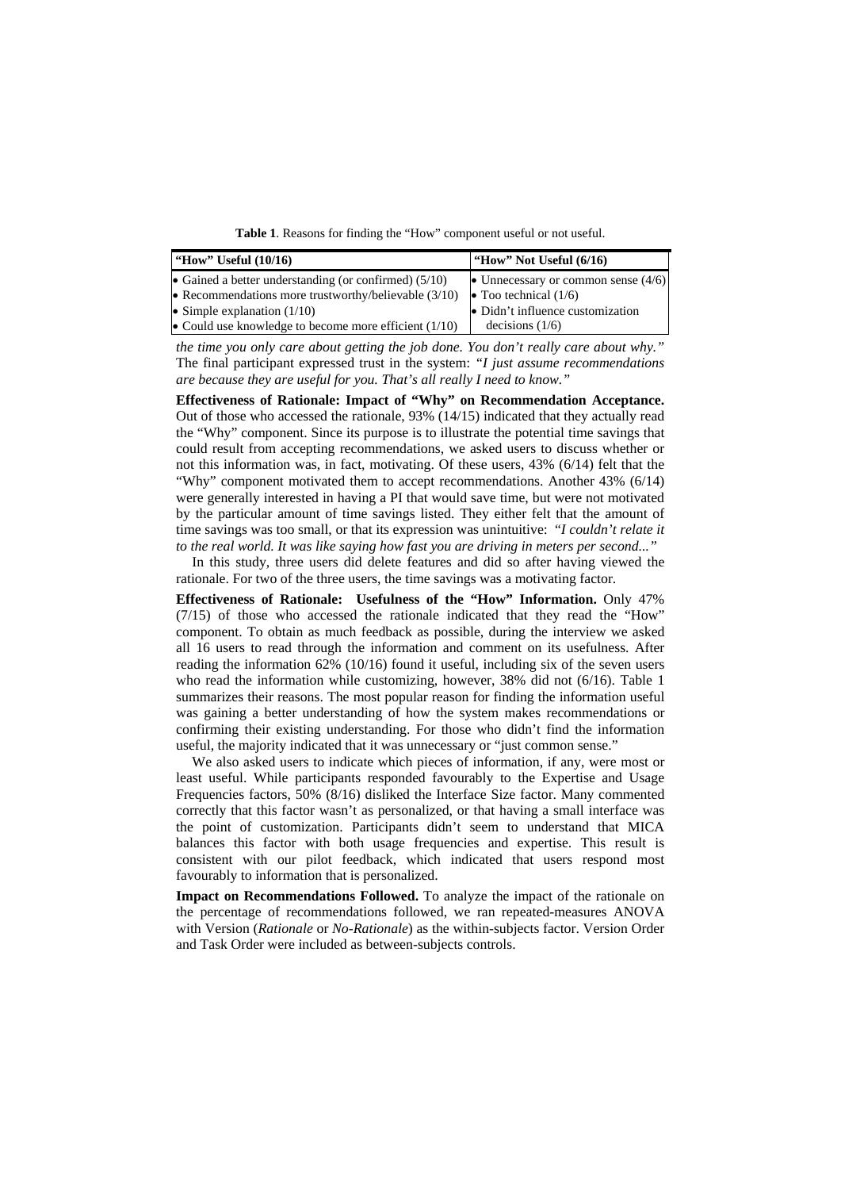**Table 1**. Reasons for finding the "How" component useful or not useful.

| "How" Useful (10/16) | "How" Not Useful (6/16) |
|---|---|
| • Gained a better understanding (or confirmed) (5/10)<br>• Recommendations more trustworthy/believable (3/10)<br>• Simple explanation (1/10)<br>• Could use knowledge to become more efficient (1/10) | • Unnecessary or common sense (4/6)<br>• Too technical (1/6)<br>• Didn't influence customization decisions (1/6) |

*the time you only care about getting the job done. You don't really care about why."* The final participant expressed trust in the system: *"I just assume recommendations are because they are useful for you. That's all really I need to know."*

**Effectiveness of Rationale: Impact of "Why" on Recommendation Acceptance.** Out of those who accessed the rationale, 93% (14/15) indicated that they actually read the "Why" component. Since its purpose is to illustrate the potential time savings that could result from accepting recommendations, we asked users to discuss whether or not this information was, in fact, motivating. Of these users, 43% (6/14) felt that the "Why" component motivated them to accept recommendations. Another 43% (6/14) were generally interested in having a PI that would save time, but were not motivated by the particular amount of time savings listed. They either felt that the amount of time savings was too small, or that its expression was unintuitive: *"I couldn't relate it to the real world. It was like saying how fast you are driving in meters per second..."*

In this study, three users did delete features and did so after having viewed the rationale. For two of the three users, the time savings was a motivating factor.

**Effectiveness of Rationale: Usefulness of the "How" Information.** Only 47% (7/15) of those who accessed the rationale indicated that they read the "How" component. To obtain as much feedback as possible, during the interview we asked all 16 users to read through the information and comment on its usefulness. After reading the information 62% (10/16) found it useful, including six of the seven users who read the information while customizing, however, 38% did not (6/16). Table 1 summarizes their reasons. The most popular reason for finding the information useful was gaining a better understanding of how the system makes recommendations or confirming their existing understanding. For those who didn't find the information useful, the majority indicated that it was unnecessary or "just common sense."

We also asked users to indicate which pieces of information, if any, were most or least useful. While participants responded favourably to the Expertise and Usage Frequencies factors, 50% (8/16) disliked the Interface Size factor. Many commented correctly that this factor wasn't as personalized, or that having a small interface was the point of customization. Participants didn't seem to understand that MICA balances this factor with both usage frequencies and expertise. This result is consistent with our pilot feedback, which indicated that users respond most favourably to information that is personalized.

**Impact on Recommendations Followed.** To analyze the impact of the rationale on the percentage of recommendations followed, we ran repeated-measures ANOVA with Version (*Rationale* or *No-Rationale*) as the within-subjects factor. Version Order and Task Order were included as between-subjects controls.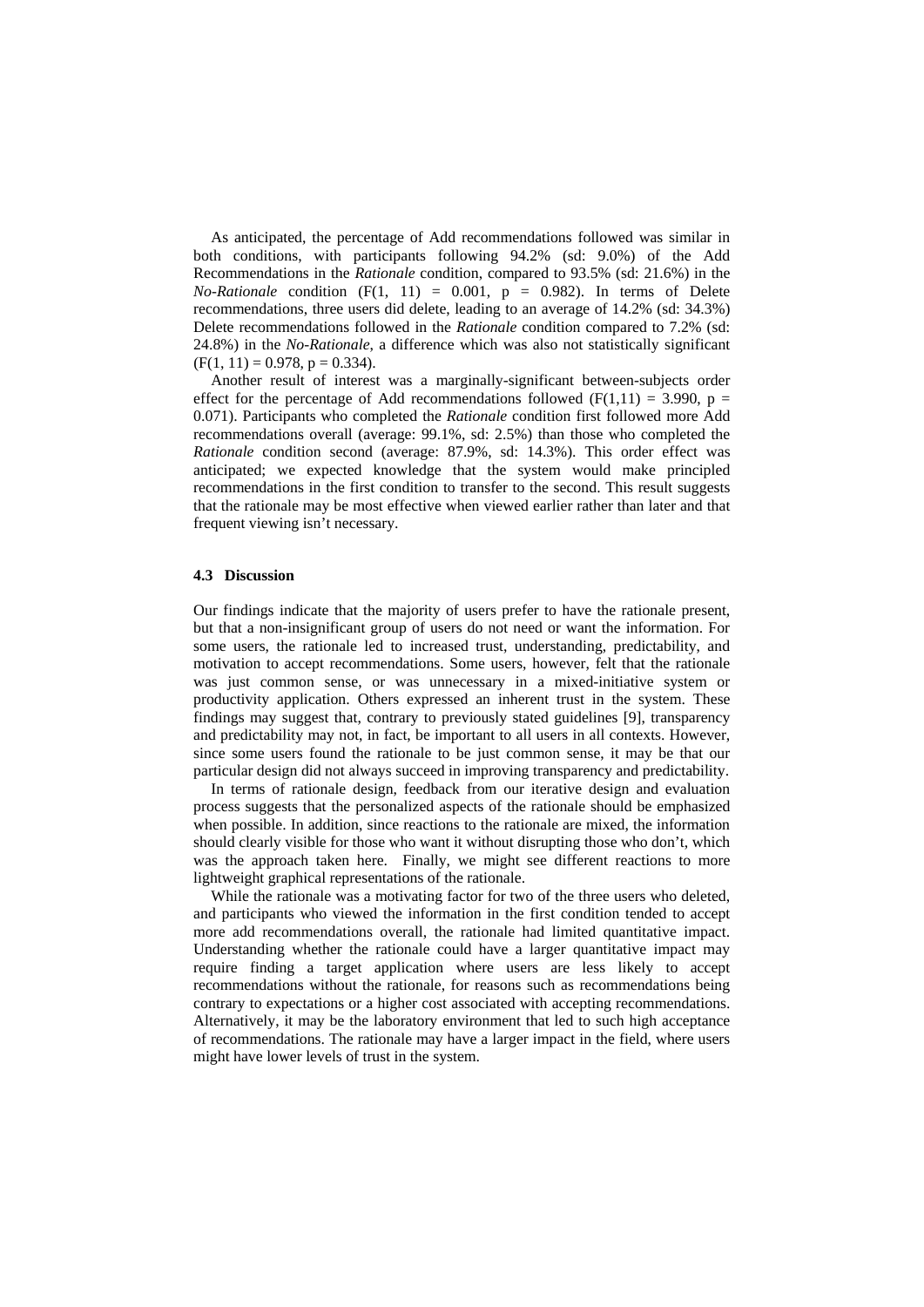As anticipated, the percentage of Add recommendations followed was similar in both conditions, with participants following 94.2% (sd: 9.0%) of the Add Recommendations in the *Rationale* condition, compared to 93.5% (sd: 21.6%) in the *No-Rationale* condition ($F(1, 11) = 0.001$, $p = 0.982$). In terms of Delete recommendations, three users did delete, leading to an average of 14.2% (sd: 34.3%) Delete recommendations followed in the *Rationale* condition compared to 7.2% (sd: 24.8%) in the *No-Rationale*, a difference which was also not statistically significant ($F(1, 11) = 0.978$, $p = 0.334$).

Another result of interest was a marginally-significant between-subjects order effect for the percentage of Add recommendations followed ($F(1,11) = 3.990$, $p = 0.071$). Participants who completed the *Rationale* condition first followed more Add recommendations overall (average: 99.1%, sd: 2.5%) than those who completed the *Rationale* condition second (average: 87.9%, sd: 14.3%). This order effect was anticipated; we expected knowledge that the system would make principled recommendations in the first condition to transfer to the second. This result suggests that the rationale may be most effective when viewed earlier rather than later and that frequent viewing isn't necessary.

### 4.3 Discussion

Our findings indicate that the majority of users prefer to have the rationale present, but that a non-insignificant group of users do not need or want the information. For some users, the rationale led to increased trust, understanding, predictability, and motivation to accept recommendations. Some users, however, felt that the rationale was just common sense, or was unnecessary in a mixed-initiative system or productivity application. Others expressed an inherent trust in the system. These findings may suggest that, contrary to previously stated guidelines [9], transparency and predictability may not, in fact, be important to all users in all contexts. However, since some users found the rationale to be just common sense, it may be that our particular design did not always succeed in improving transparency and predictability.

In terms of rationale design, feedback from our iterative design and evaluation process suggests that the personalized aspects of the rationale should be emphasized when possible. In addition, since reactions to the rationale are mixed, the information should clearly visible for those who want it without disrupting those who don't, which was the approach taken here. Finally, we might see different reactions to more lightweight graphical representations of the rationale.

While the rationale was a motivating factor for two of the three users who deleted, and participants who viewed the information in the first condition tended to accept more add recommendations overall, the rationale had limited quantitative impact. Understanding whether the rationale could have a larger quantitative impact may require finding a target application where users are less likely to accept recommendations without the rationale, for reasons such as recommendations being contrary to expectations or a higher cost associated with accepting recommendations. Alternatively, it may be the laboratory environment that led to such high acceptance of recommendations. The rationale may have a larger impact in the field, where users might have lower levels of trust in the system.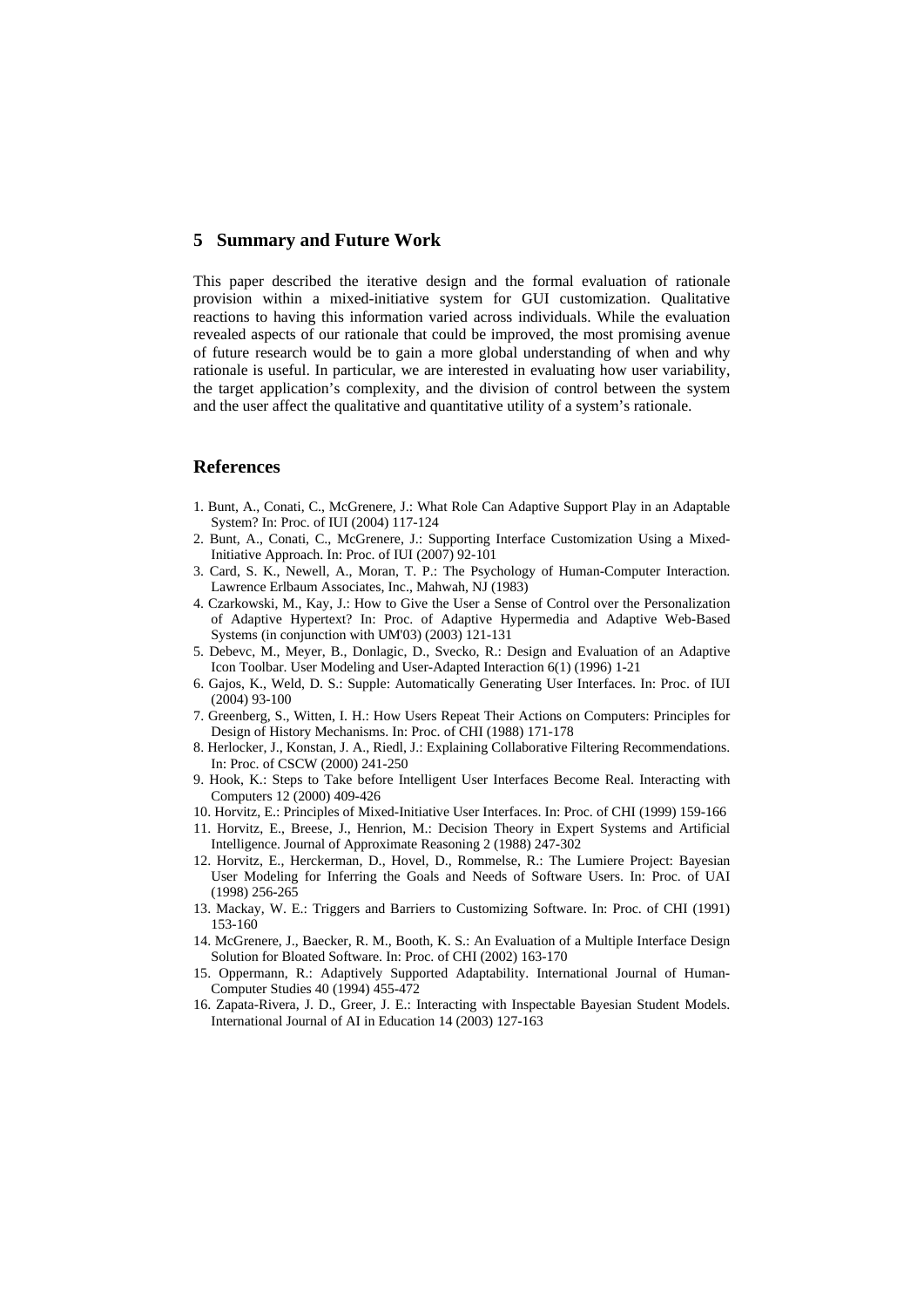## 5 Summary and Future Work

This paper described the iterative design and the formal evaluation of rationale provision within a mixed-initiative system for GUI customization. Qualitative reactions to having this information varied across individuals. While the evaluation revealed aspects of our rationale that could be improved, the most promising avenue of future research would be to gain a more global understanding of when and why rationale is useful. In particular, we are interested in evaluating how user variability, the target application's complexity, and the division of control between the system and the user affect the qualitative and quantitative utility of a system's rationale.

## References

1. Bunt, A., Conati, C., McGrenere, J.: What Role Can Adaptive Support Play in an Adaptable System? In: Proc. of IUI (2004) 117-124
2. Bunt, A., Conati, C., McGrenere, J.: Supporting Interface Customization Using a Mixed-Initiative Approach. In: Proc. of IUI (2007) 92-101
3. Card, S. K., Newell, A., Moran, T. P.: The Psychology of Human-Computer Interaction. Lawrence Erlbaum Associates, Inc., Mahwah, NJ (1983)
4. Czarkowski, M., Kay, J.: How to Give the User a Sense of Control over the Personalization of Adaptive Hypertext? In: Proc. of Adaptive Hypermedia and Adaptive Web-Based Systems (in conjunction with UM'03) (2003) 121-131
5. Debevc, M., Meyer, B., Donlagic, D., Svecko, R.: Design and Evaluation of an Adaptive Icon Toolbar. User Modeling and User-Adapted Interaction 6(1) (1996) 1-21
6. Gajos, K., Weld, D. S.: Supple: Automatically Generating User Interfaces. In: Proc. of IUI (2004) 93-100
7. Greenberg, S., Witten, I. H.: How Users Repeat Their Actions on Computers: Principles for Design of History Mechanisms. In: Proc. of CHI (1988) 171-178
8. Herlocker, J., Konstan, J. A., Riedl, J.: Explaining Collaborative Filtering Recommendations. In: Proc. of CSCW (2000) 241-250
9. Hook, K.: Steps to Take before Intelligent User Interfaces Become Real. Interacting with Computers 12 (2000) 409-426
10. Horvitz, E.: Principles of Mixed-Initiative User Interfaces. In: Proc. of CHI (1999) 159-166
11. Horvitz, E., Breese, J., Henrion, M.: Decision Theory in Expert Systems and Artificial Intelligence. Journal of Approximate Reasoning 2 (1988) 247-302
12. Horvitz, E., Herckerman, D., Hovel, D., Rommelse, R.: The Lumiere Project: Bayesian User Modeling for Inferring the Goals and Needs of Software Users. In: Proc. of UAI (1998) 256-265
13. Mackay, W. E.: Triggers and Barriers to Customizing Software. In: Proc. of CHI (1991) 153-160
14. McGrenere, J., Baecker, R. M., Booth, K. S.: An Evaluation of a Multiple Interface Design Solution for Bloated Software. In: Proc. of CHI (2002) 163-170
15. Oppermann, R.: Adaptively Supported Adaptability. International Journal of Human-Computer Studies 40 (1994) 455-472
16. Zapata-Rivera, J. D., Greer, J. E.: Interacting with Inspectable Bayesian Student Models. International Journal of AI in Education 14 (2003) 127-163